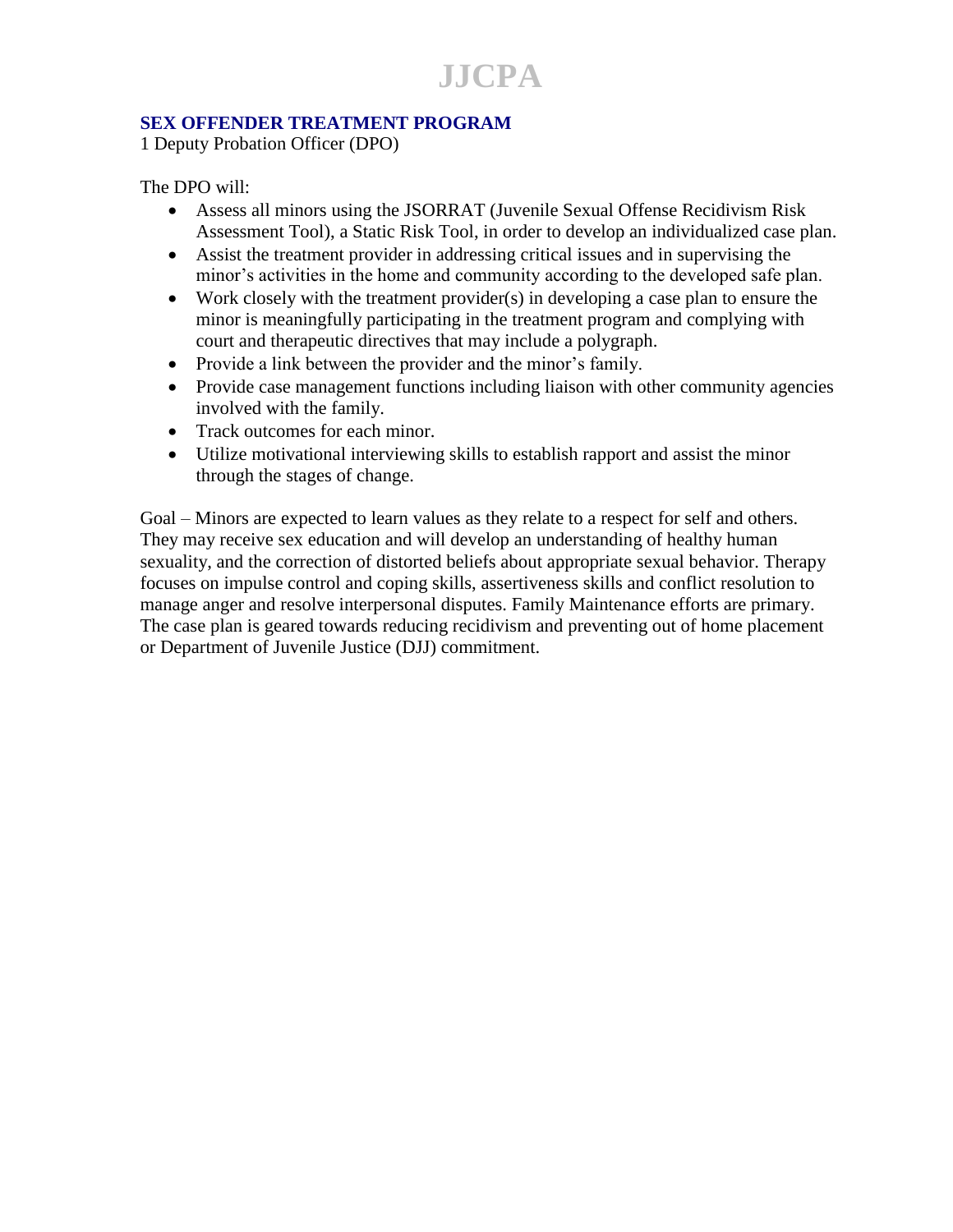# JJCPA

## SEX OFFENDER TREATMENT PROGRAM

1 Deputy Probation Officer (DPO)

The DPO will:

- Assess all minors using the JSORRAT (Juvenile Sexual Offense Recidivism Risk Assessment Tool), a Static Risk Tool, in order to develop an individualized case plan.
- Assist the treatment provider in addressing critical issues and in supervising the minor's activities in the home and community according to the developed safe plan.
- Work closely with the treatment provider(s) in developing a case plan to ensure the minor is meaningfully participating in the treatment program and complying with court and therapeutic directives that may include a polygraph.
- Provide a link between the provider and the minor's family.
- Provide case management functions including liaison with other community agencies involved with the family.
- Track outcomes for each minor.
- Utilize motivational interviewing skills to establish rapport and assist the minor through the stages of change.

Goal – Minors are expected to learn values as they relate to a respect for self and others. They may receive sex education and will develop an understanding of healthy human sexuality, and the correction of distorted beliefs about appropriate sexual behavior. Therapy focuses on impulse control and coping skills, assertiveness skills and conflict resolution to manage anger and resolve interpersonal disputes. Family Maintenance efforts are primary. The case plan is geared towards reducing recidivism and preventing out of home placement or Department of Juvenile Justice (DJJ) commitment.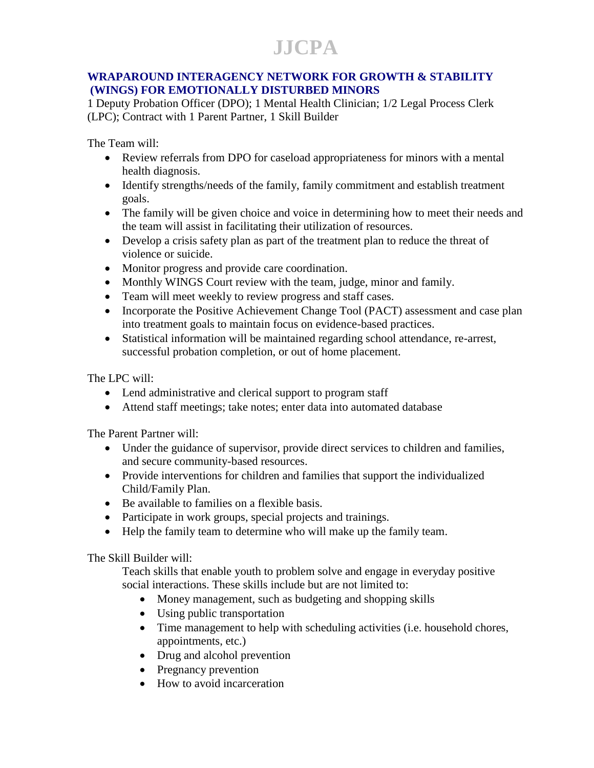## WRAPAROUND INTERAGENCY NETWORK FOR GROWTH & STABILITY (WINGS) FOR EMOTIONALLY DISTURBED MINORS

1 Deputy Probation Officer (DPO); 1 Mental Health Clinician; 1/2 Legal Process Clerk (LPC); Contract with 1 Parent Partner, 1 Skill Builder

The Team will:

- Review referrals from DPO for caseload appropriateness for minors with a mental health diagnosis.
- Identify strengths/needs of the family, family commitment and establish treatment goals.
- The family will be given choice and voice in determining how to meet their needs and the team will assist in facilitating their utilization of resources.
- Develop a crisis safety plan as part of the treatment plan to reduce the threat of violence or suicide.
- Monitor progress and provide care coordination.
- Monthly WINGS Court review with the team, judge, minor and family.
- Team will meet weekly to review progress and staff cases.
- Incorporate the Positive Achievement Change Tool (PACT) assessment and case plan into treatment goals to maintain focus on evidence-based practices.
- Statistical information will be maintained regarding school attendance, re-arrest, successful probation completion, or out of home placement.

The LPC will:

- Lend administrative and clerical support to program staff
- Attend staff meetings; take notes; enter data into automated database

The Parent Partner will:

- Under the guidance of supervisor, provide direct services to children and families, and secure community-based resources.
- Provide interventions for children and families that support the individualized Child/Family Plan.
- Be available to families on a flexible basis.
- Participate in work groups, special projects and trainings.
- Help the family team to determine who will make up the family team.

The Skill Builder will:

Teach skills that enable youth to problem solve and engage in everyday positive social interactions. These skills include but are not limited to:

- Money management, such as budgeting and shopping skills
- Using public transportation
- Time management to help with scheduling activities (i.e. household chores, appointments, etc.)
- Drug and alcohol prevention
- Pregnancy prevention
- How to avoid incarceration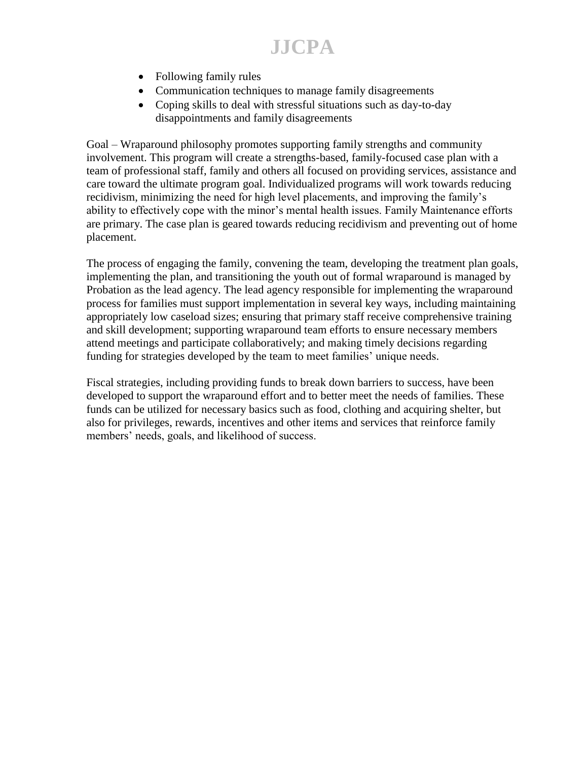- Following family rules
- Communication techniques to manage family disagreements
- Coping skills to deal with stressful situations such as day-to-day disappointments and family disagreements

Goal – Wraparound philosophy promotes supporting family strengths and community involvement. This program will create a strengths-based, family-focused case plan with a team of professional staff, family and others all focused on providing services, assistance and care toward the ultimate program goal. Individualized programs will work towards reducing recidivism, minimizing the need for high level placements, and improving the family's ability to effectively cope with the minor's mental health issues. Family Maintenance efforts are primary. The case plan is geared towards reducing recidivism and preventing out of home placement.

The process of engaging the family, convening the team, developing the treatment plan goals, implementing the plan, and transitioning the youth out of formal wraparound is managed by Probation as the lead agency. The lead agency responsible for implementing the wraparound process for families must support implementation in several key ways, including maintaining appropriately low caseload sizes; ensuring that primary staff receive comprehensive training and skill development; supporting wraparound team efforts to ensure necessary members attend meetings and participate collaboratively; and making timely decisions regarding funding for strategies developed by the team to meet families' unique needs.

Fiscal strategies, including providing funds to break down barriers to success, have been developed to support the wraparound effort and to better meet the needs of families. These funds can be utilized for necessary basics such as food, clothing and acquiring shelter, but also for privileges, rewards, incentives and other items and services that reinforce family members' needs, goals, and likelihood of success.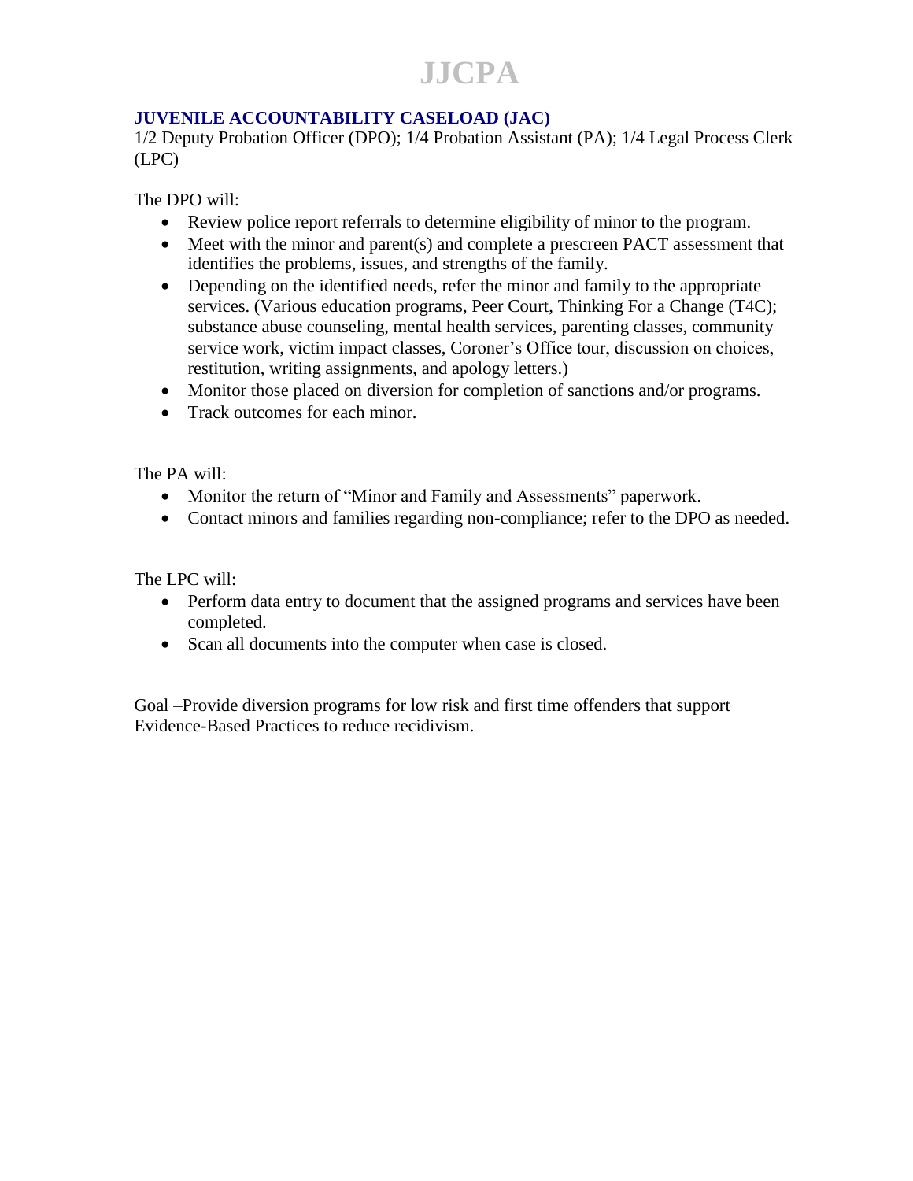## JUVENILE ACCOUNTABILITY CASELOAD (JAC)

1/2 Deputy Probation Officer (DPO); 1/4 Probation Assistant (PA); 1/4 Legal Process Clerk (LPC)

The DPO will:

- Review police report referrals to determine eligibility of minor to the program.
- Meet with the minor and parent(s) and complete a prescreen PACT assessment that identifies the problems, issues, and strengths of the family.
- Depending on the identified needs, refer the minor and family to the appropriate services. (Various education programs, Peer Court, Thinking For a Change (T4C); substance abuse counseling, mental health services, parenting classes, community service work, victim impact classes, Coroner's Office tour, discussion on choices, restitution, writing assignments, and apology letters.)
- Monitor those placed on diversion for completion of sanctions and/or programs.
- Track outcomes for each minor.

The PA will:

- Monitor the return of "Minor and Family and Assessments" paperwork.
- Contact minors and families regarding non-compliance; refer to the DPO as needed.

The LPC will:

- Perform data entry to document that the assigned programs and services have been completed.
- Scan all documents into the computer when case is closed.

Goal –Provide diversion programs for low risk and first time offenders that support Evidence-Based Practices to reduce recidivism.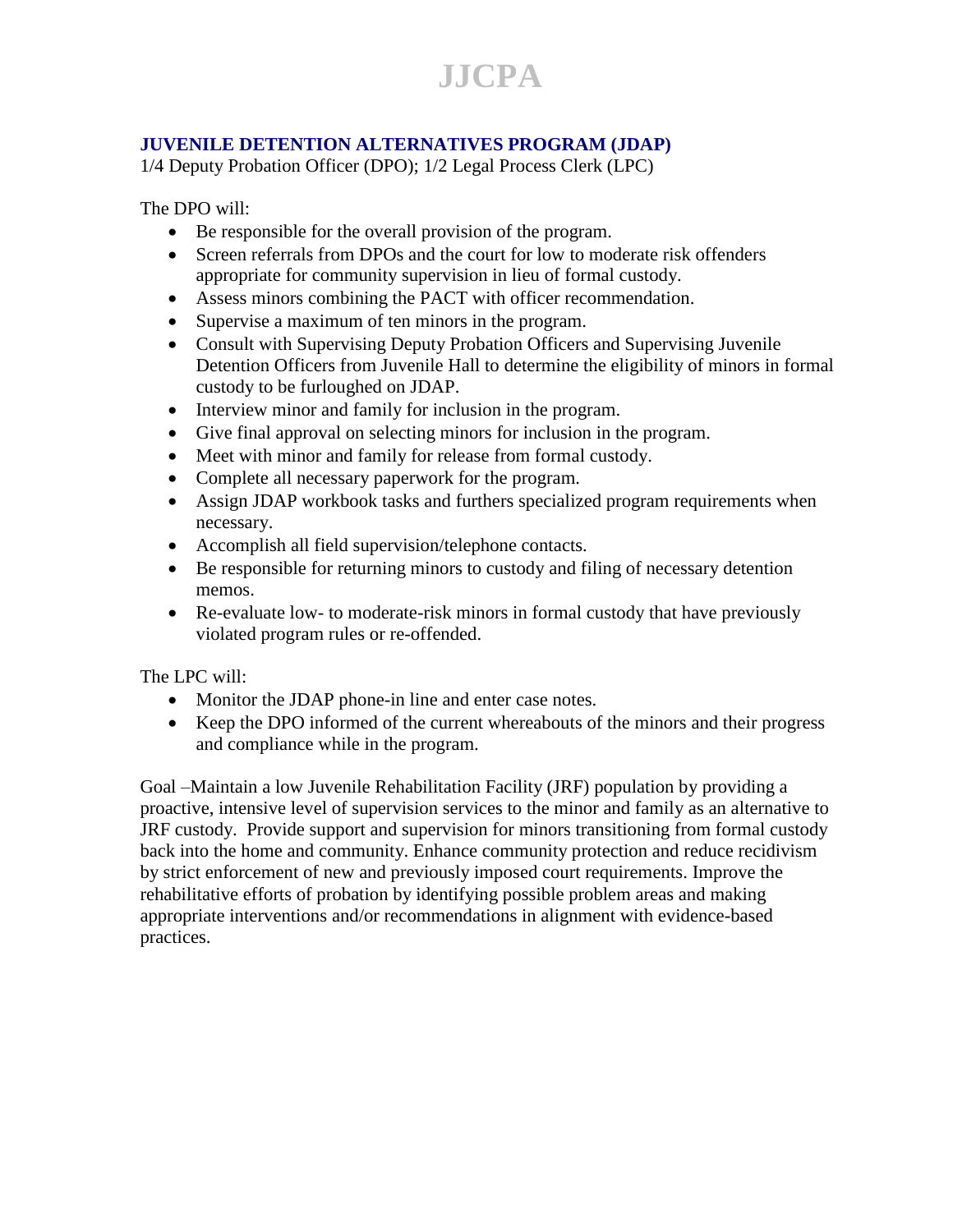## JUVENILE DETENTION ALTERNATIVES PROGRAM (JDAP)

1/4 Deputy Probation Officer (DPO); 1/2 Legal Process Clerk (LPC)

The DPO will:

- Be responsible for the overall provision of the program.
- Screen referrals from DPOs and the court for low to moderate risk offenders appropriate for community supervision in lieu of formal custody.
- Assess minors combining the PACT with officer recommendation.
- Supervise a maximum of ten minors in the program.
- Consult with Supervising Deputy Probation Officers and Supervising Juvenile Detention Officers from Juvenile Hall to determine the eligibility of minors in formal custody to be furloughed on JDAP.
- Interview minor and family for inclusion in the program.
- Give final approval on selecting minors for inclusion in the program.
- Meet with minor and family for release from formal custody.
- Complete all necessary paperwork for the program.
- Assign JDAP workbook tasks and furthers specialized program requirements when necessary.
- Accomplish all field supervision/telephone contacts.
- Be responsible for returning minors to custody and filing of necessary detention memos.
- Re-evaluate low- to moderate-risk minors in formal custody that have previously violated program rules or re-offended.

The LPC will:

- Monitor the JDAP phone-in line and enter case notes.
- Keep the DPO informed of the current whereabouts of the minors and their progress and compliance while in the program.

Goal –Maintain a low Juvenile Rehabilitation Facility (JRF) population by providing a proactive, intensive level of supervision services to the minor and family as an alternative to JRF custody. Provide support and supervision for minors transitioning from formal custody back into the home and community. Enhance community protection and reduce recidivism by strict enforcement of new and previously imposed court requirements. Improve the rehabilitative efforts of probation by identifying possible problem areas and making appropriate interventions and/or recommendations in alignment with evidence-based practices.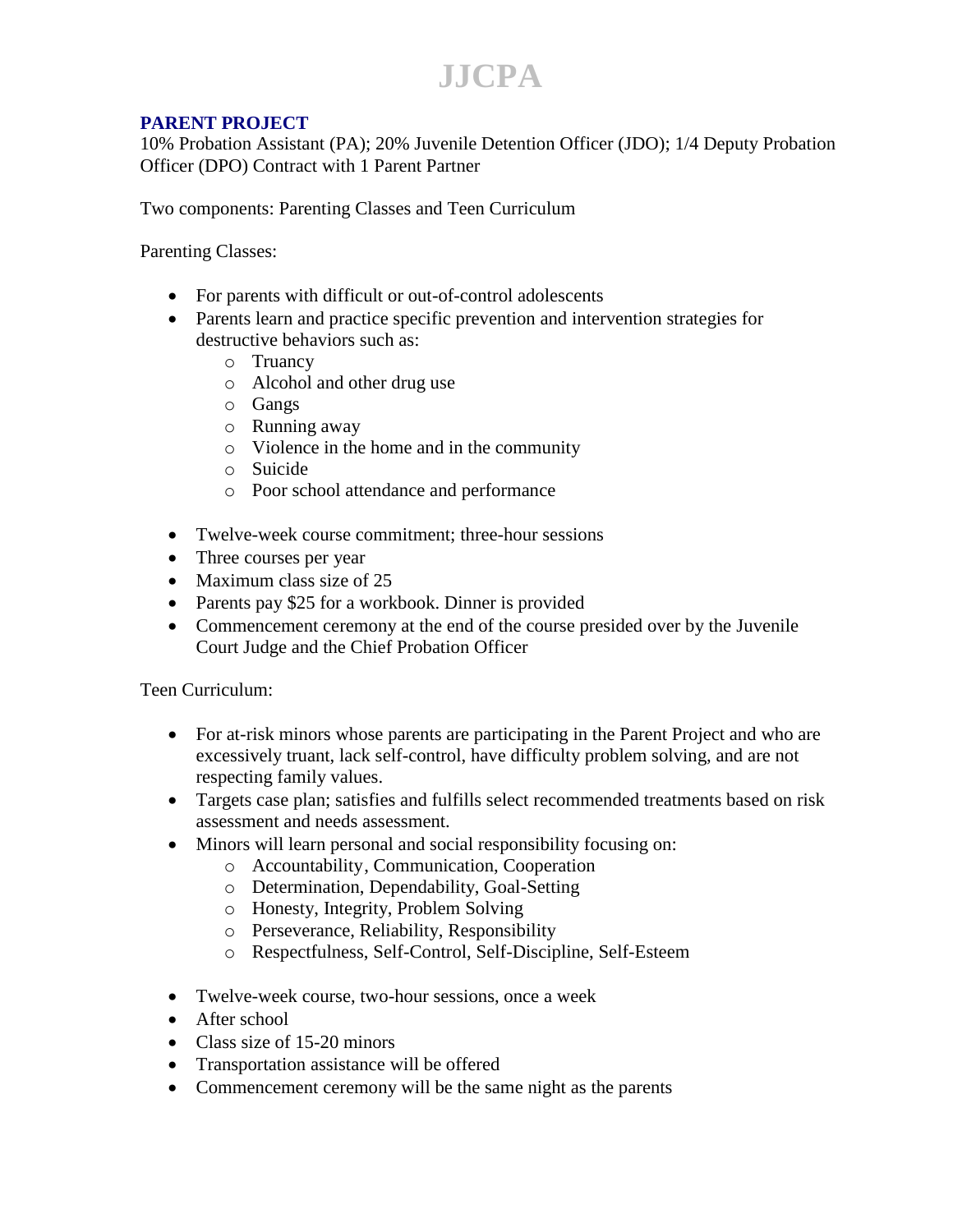# JJCPA

## PARENT PROJECT

10% Probation Assistant (PA); 20% Juvenile Detention Officer (JDO); 1/4 Deputy Probation Officer (DPO) Contract with 1 Parent Partner

Two components: Parenting Classes and Teen Curriculum

Parenting Classes:

- For parents with difficult or out-of-control adolescents
- Parents learn and practice specific prevention and intervention strategies for destructive behaviors such as:
  - Truancy
  - Alcohol and other drug use
  - Gangs
  - Running away
  - Violence in the home and in the community
  - Suicide
  - Poor school attendance and performance

- Twelve-week course commitment; three-hour sessions
- Three courses per year
- Maximum class size of 25
- Parents pay $25 for a workbook. Dinner is provided
- Commencement ceremony at the end of the course presided over by the Juvenile Court Judge and the Chief Probation Officer

Teen Curriculum:

- For at-risk minors whose parents are participating in the Parent Project and who are excessively truant, lack self-control, have difficulty problem solving, and are not respecting family values.
- Targets case plan; satisfies and fulfills select recommended treatments based on risk assessment and needs assessment.
- Minors will learn personal and social responsibility focusing on:
  - Accountability, Communication, Cooperation
  - Determination, Dependability, Goal-Setting
  - Honesty, Integrity, Problem Solving
  - Perseverance, Reliability, Responsibility
  - Respectfulness, Self-Control, Self-Discipline, Self-Esteem

- Twelve-week course, two-hour sessions, once a week
- After school
- Class size of 15-20 minors
- Transportation assistance will be offered
- Commencement ceremony will be the same night as the parents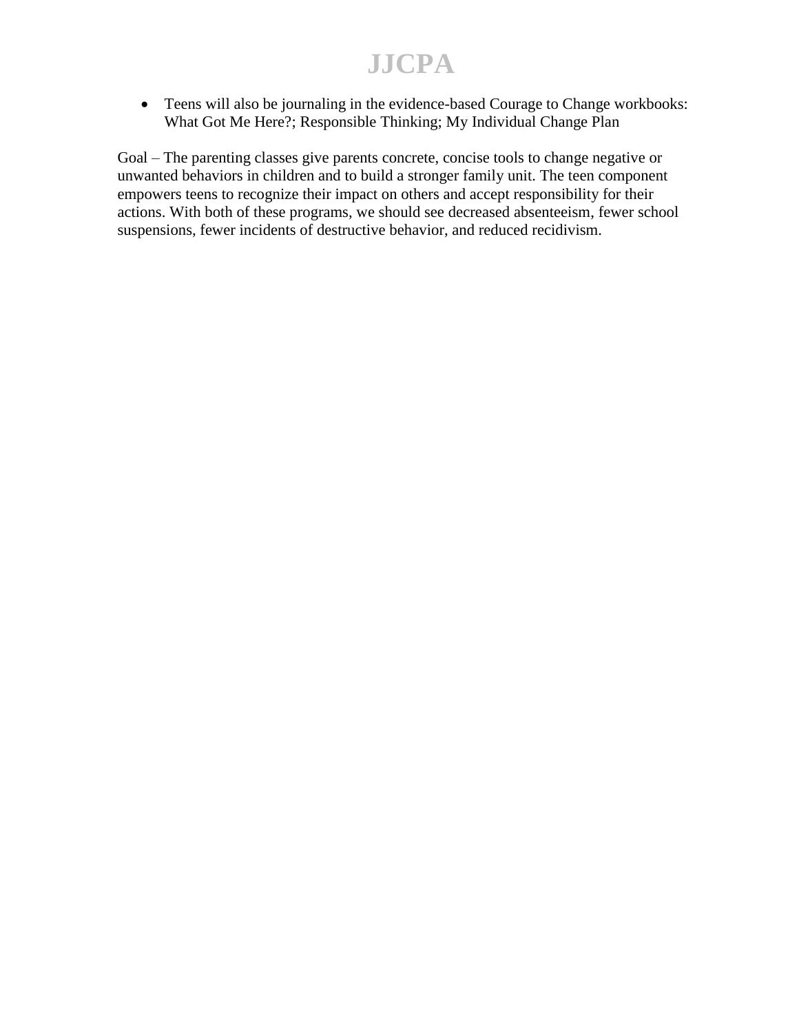- Teens will also be journaling in the evidence-based Courage to Change workbooks: What Got Me Here?; Responsible Thinking; My Individual Change Plan

Goal – The parenting classes give parents concrete, concise tools to change negative or unwanted behaviors in children and to build a stronger family unit. The teen component empowers teens to recognize their impact on others and accept responsibility for their actions. With both of these programs, we should see decreased absenteeism, fewer school suspensions, fewer incidents of destructive behavior, and reduced recidivism.